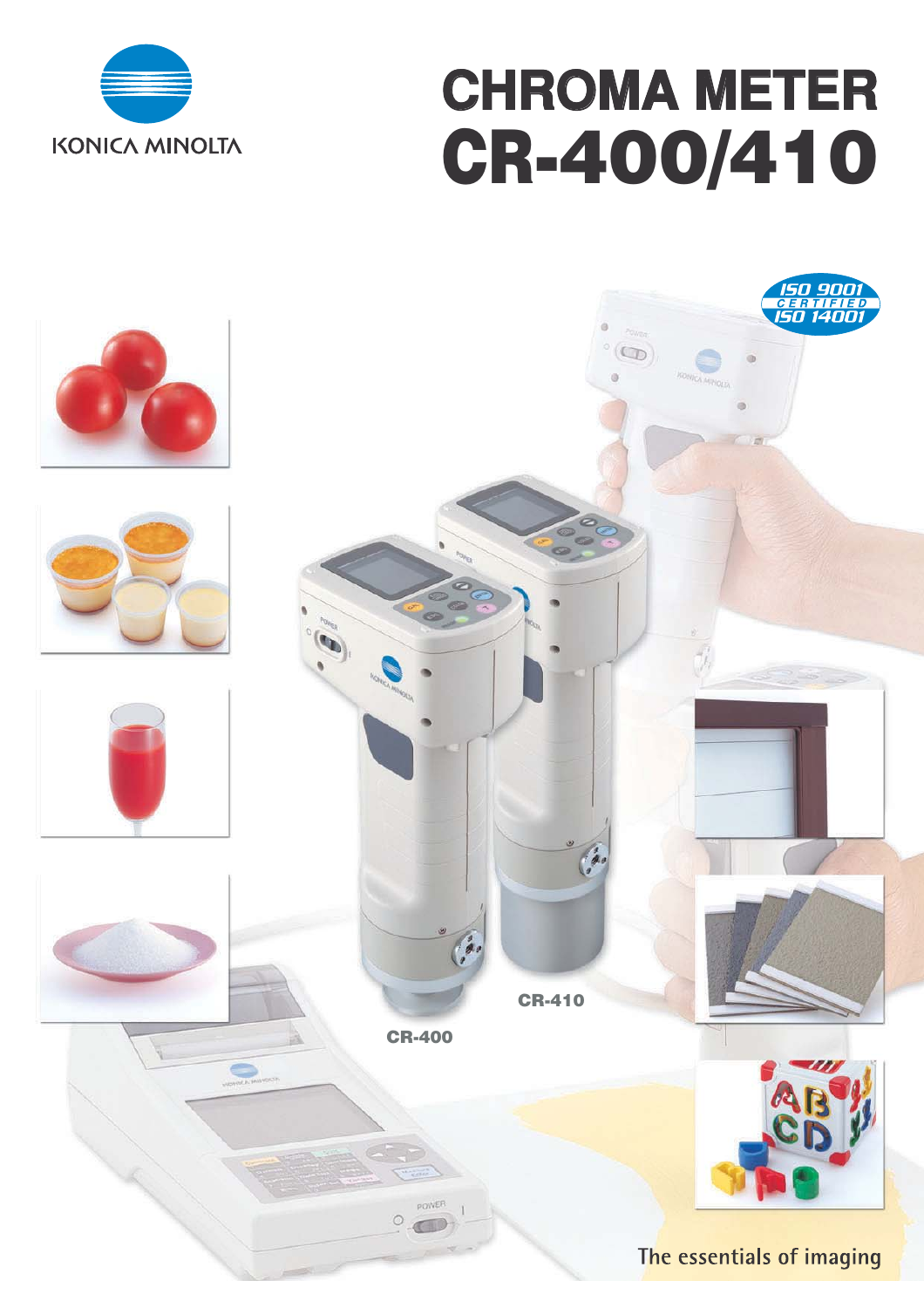KONICA MINOLTA

# CHROMA METER
# CR-400/410

ISO 9001 CERTIFIED ISO 14001

CR-400

CR-410

The essentials of imaging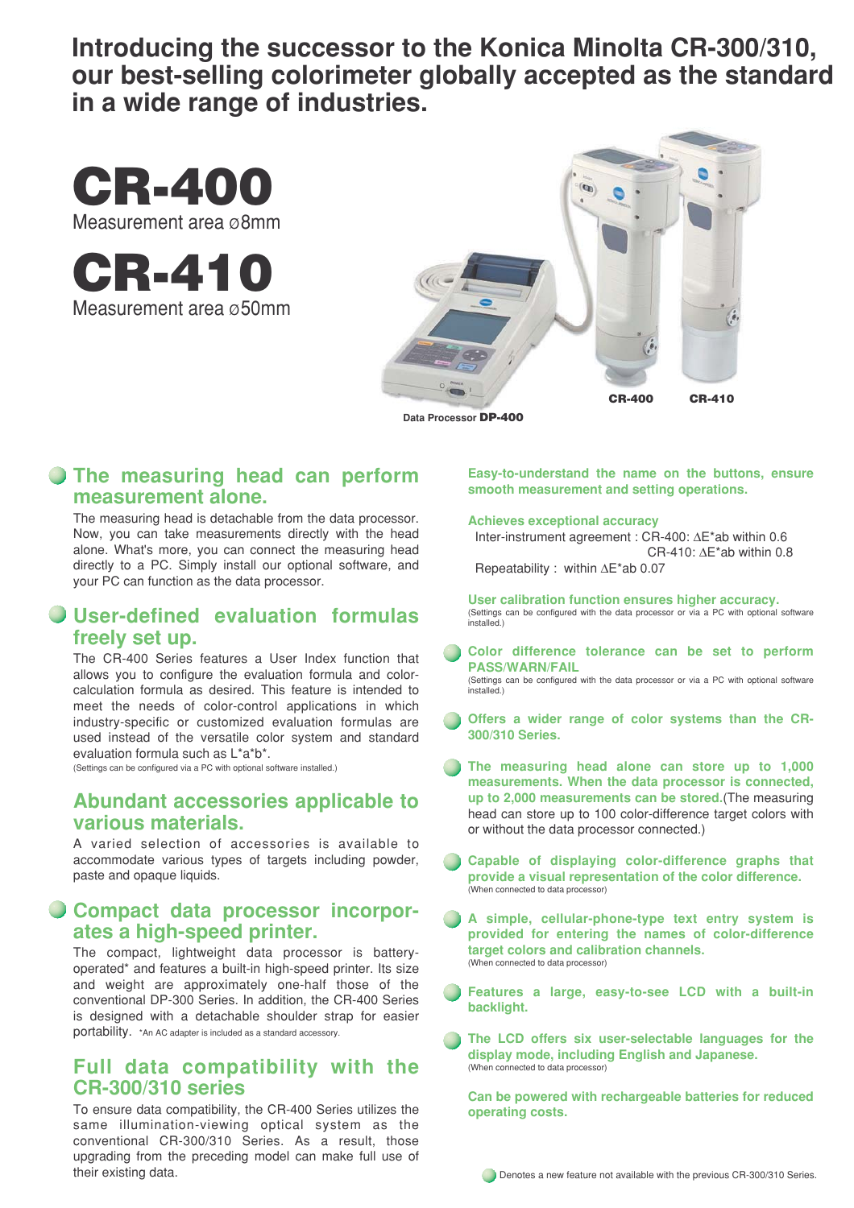# Introducing the successor to the Konica Minolta CR-300/310, our best-selling colorimeter globally accepted as the standard in a wide range of industries.

# CR-400
Measurement area ø8mm

# CR-410
Measurement area ø50mm

Data Processor **DP-400**

CR-400 CR-410

## The measuring head can perform measurement alone.

The measuring head is detachable from the data processor. Now, you can take measurements directly with the head alone. What's more, you can connect the measuring head directly to a PC. Simply install our optional software, and your PC can function as the data processor.

## User-defined evaluation formulas freely set up.

The CR-400 Series features a User Index function that allows you to configure the evaluation formula and color-calculation formula as desired. This feature is intended to meet the needs of color-control applications in which industry-specific or customized evaluation formulas are used instead of the versatile color system and standard evaluation formula such as L\*a\*b\*.
(Settings can be configured via a PC with optional software installed.)

## Abundant accessories applicable to various materials.

A varied selection of accessories is available to accommodate various types of targets including powder, paste and opaque liquids.

## Compact data processor incorporates a high-speed printer.

The compact, lightweight data processor is battery-operated\* and features a built-in high-speed printer. Its size and weight are approximately one-half those of the conventional DP-300 Series. In addition, the CR-400 Series is designed with a detachable shoulder strap for easier portability. \*An AC adapter is included as a standard accessory.

## Full data compatibility with the CR-300/310 series

To ensure data compatibility, the CR-400 Series utilizes the same illumination-viewing optical system as the conventional CR-300/310 Series. As a result, those upgrading from the preceding model can make full use of their existing data.

**Easy-to-understand the name on the buttons, ensure smooth measurement and setting operations.**

**Achieves exceptional accuracy**
Inter-instrument agreement : CR-400: ΔE\*ab within 0.6
CR-410: ΔE\*ab within 0.8
Repeatability : within ΔE\*ab 0.07

**User calibration function ensures higher accuracy.**
(Settings can be configured with the data processor or via a PC with optional software installed.)

- **Color difference tolerance can be set to perform PASS/WARN/FAIL**
(Settings can be configured with the data processor or via a PC with optional software installed.)

- **Offers a wider range of color systems than the CR-300/310 Series.**

- **The measuring head alone can store up to 1,000 measurements. When the data processor is connected, up to 2,000 measurements can be stored.**(The measuring head can store up to 100 color-difference target colors with or without the data processor connected.)

- **Capable of displaying color-difference graphs that provide a visual representation of the color difference.**
(When connected to data processor)

- **A simple, cellular-phone-type text entry system is provided for entering the names of color-difference target colors and calibration channels.**
(When connected to data processor)

- **Features a large, easy-to-see LCD with a built-in backlight.**

- **The LCD offers six user-selectable languages for the display mode, including English and Japanese.**
(When connected to data processor)

**Can be powered with rechargeable batteries for reduced operating costs.**

● Denotes a new feature not available with the previous CR-300/310 Series.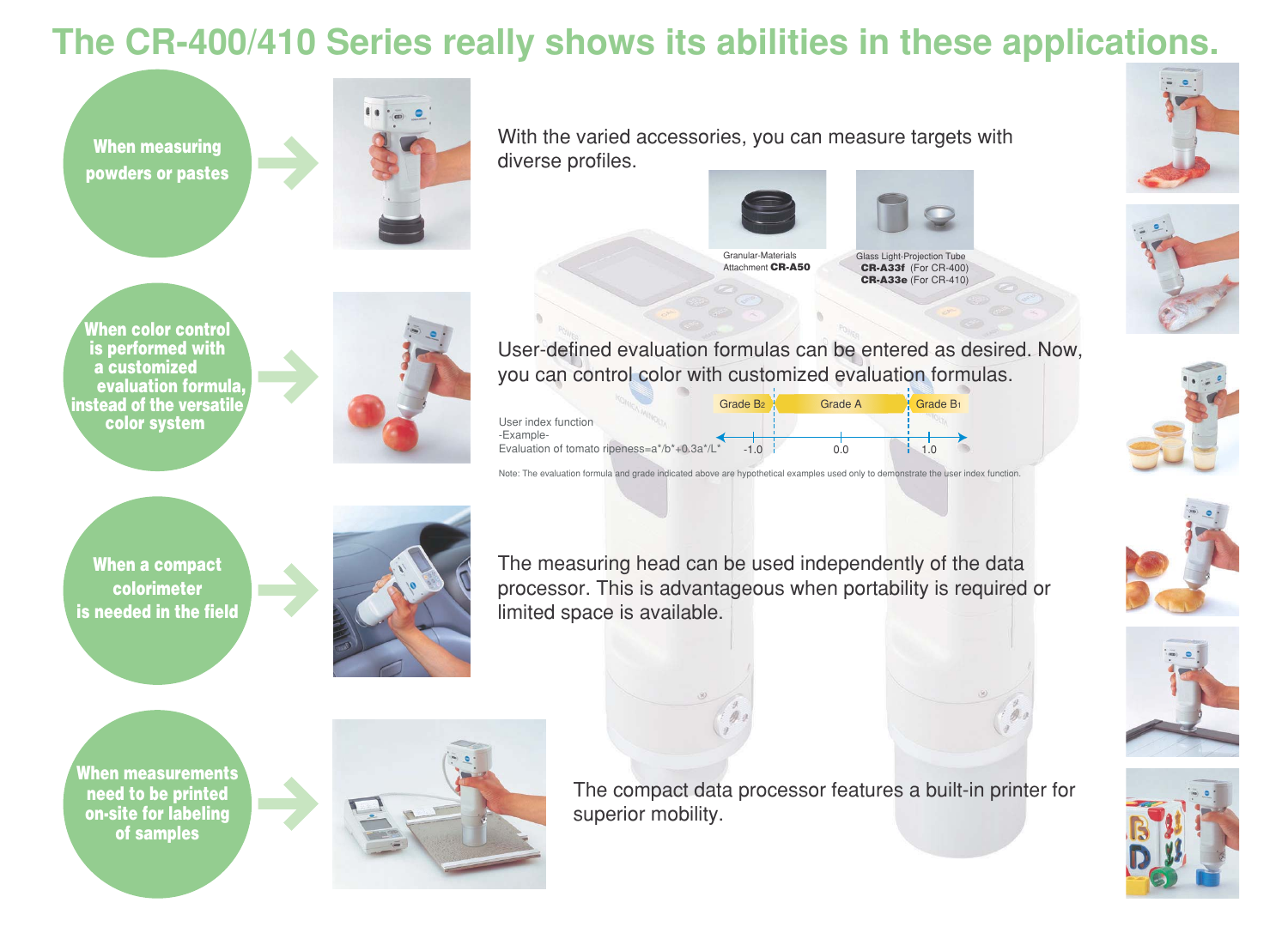# The CR-400/410 Series really shows its abilities in these applications.

**When measuring powders or pastes**

With the varied accessories, you can measure targets with diverse profiles.

Granular-Materials Attachment **CR-A50**

Glass Light-Projection Tube
**CR-A33f** (For CR-400)
**CR-A33e** (For CR-410)

**When color control is performed with a customized evaluation formula, instead of the versatile color system**

User-defined evaluation formulas can be entered as desired. Now, you can control color with customized evaluation formulas.

User index function
-Example-
Evaluation of tomato ripeness=a*/b*+0.3a*/L*

Grade $B_2$ | Grade A | Grade $B_1$

-1.0 | 0.0 | 1.0

Note: The evaluation formula and grade indicated above are hypothetical examples used only to demonstrate the user index function.

**When a compact colorimeter is needed in the field**

The measuring head can be used independently of the data processor. This is advantageous when portability is required or limited space is available.

**When measurements need to be printed on-site for labeling of samples**

The compact data processor features a built-in printer for superior mobility.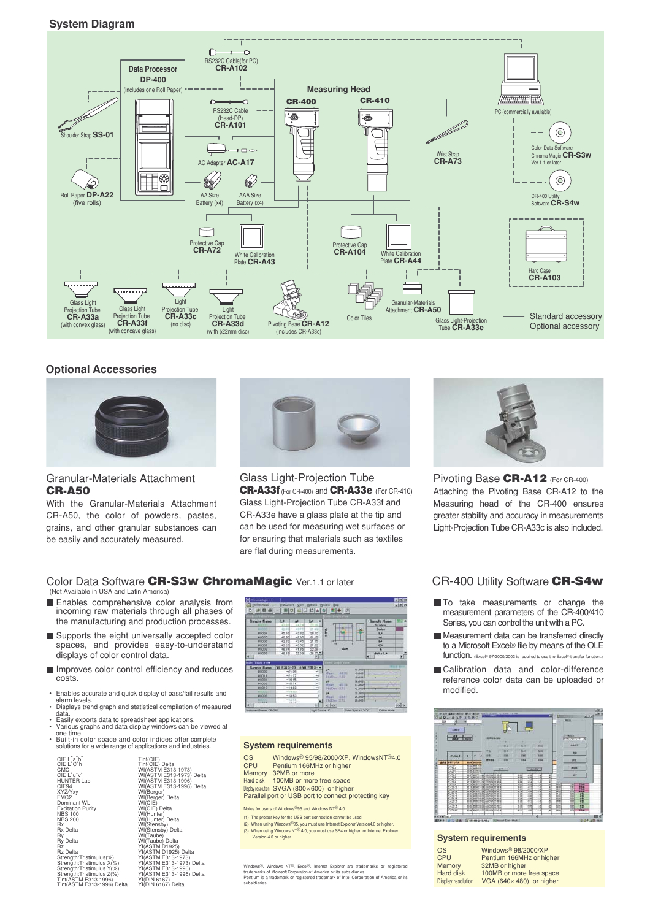## System Diagram

Data Processor **DP-400** (includes one Roll Paper)

RS232C Cable(for PC) **CR-A102**

RS232C Cable (Head-DP) **CR-A101**

Measuring Head **CR-400** **CR-410**

PC (commercially available)

Shoulder Strap **SS-01**

AC Adapter **AC-A17**

Roll Paper **DP-A22** (five rolls)

AA Size Battery (x4)

AAA Size Battery (x4)

Wrist Strap **CR-A73**

Color Data Software Chroma Magic **CR-S3w** Ver.1.1 or later

CR-400 Utility Software **CR-S4w**

Protective Cap **CR-A72**

White Calibration Plate **CR-A43**

Protective Cap **CR-A104**

White Calibration Plate **CR-A44**

Hard Case **CR-A103**

Glass Light Projection Tube **CR-A33a** (with convex glass)

Glass Light Projection Tube **CR-A33f** (with concave glass)

Light Projection Tube **CR-A33c** (no disc)

Light Projection Tube **CR-A33d** (with ϕ22mm disc)

Pivoting Base **CR-A12** (includes CR-A33c)

Color Tiles

Granular-Materials Attachment **CR-A50**

Glass Light-Projection Tube **CR-A33e**

—— Standard accessory

- - - - Optional accessory

## Optional Accessories

### Granular-Materials Attachment **CR-A50**

With the Granular-Materials Attachment CR-A50, the color of powders, pastes, grains, and other granular substances can be easily and accurately measured.

### Glass Light-Projection Tube **CR-A33f** (For CR-400) and **CR-A33e** (For CR-410)

Glass Light-Projection Tube CR-A33f and CR-A33e have a glass plate at the tip and can be used for measuring wet surfaces or for ensuring that materials such as textiles are flat during measurements.

### Pivoting Base **CR-A12** (For CR-400)

Attaching the Pivoting Base CR-A12 to the Measuring head of the CR-400 ensures greater stability and accuracy in measurements Light-Projection Tube CR-A33c is also included.

## Color Data Software **CR-S3w ChromaMagic** Ver.1.1 or later

(Not Available in USA and Latin America)

- Enables comprehensive color analysis from incoming raw materials through all phases of the manufacturing and production processes.
- Supports the eight universally accepted color spaces, and provides easy-to-understand displays of color control data.
- Improves color control efficiency and reduces costs.

- Enables accurate and quick display of pass/fail results and alarm levels.
- Displays trend graph and statistical compilation of measured data.
- Easily exports data to spreadsheet applications.
- Various graphs and data display windows can be viewed at one time.
- Built-in color space and color indices offer complete solutions for a wide range of applications and industries.

| | |
|---|---|
| CIE L*a*b* | Tint(CIE) |
| CIE L*C*h | Tint(CIE) Delta |
| CMC | WI(ASTM E313-1973) |
| CIE L*u*v* | WI(ASTM E313-1973) Delta |
| HUNTER Lab | WI(ASTM E313-1996) |
| CIE94 | WI(ASTM E313-1996) Delta |
| XYZ/Yxy | WI(Berger) |
| FMC2 | WI(Berger) Delta |
| Dominant WL | WI(CIE) |
| Excitation Purity | WI(CIE) Delta |
| NBS 100 | WI(Hunter) |
| NBS 200 | WI(Hunter) Delta |
| Rx | WI(Stensby) |
| Rx Delta | WI(Stensby) Delta |
| Ry | WI(Taube) |
| Ry Delta | WI(Taube) Delta |
| Rz | YI(ASTM D1925) |
| Rz Delta | YI(ASTM D1925) Delta |
| Strength:Tristimulus(%) | YI(ASTM E313-1973) |
| Strength:Tristimulus X(%) | YI(ASTM E313-1973) Delta |
| Strength:Tristimulus Y(%) | YI(ASTM E313-1996) |
| Strength:Tristimulus Z(%) | YI(ASTM E313-1996) Delta |
| Tint(ASTM E313-1996) | YI(DIN 6167) |
| Tint(ASTM E313-1996) Delta | YI(DIN 6167) Delta |

### System requirements

| | |
|---|---|
| OS | Windows® 95/98/2000/XP, WindowsNT® 4.0 |
| CPU | Pentium 166MHz or higher |
| Memory | 32MB or more |
| Hard disk | 100MB or more free space |
| Display resolution | SVGA (800×600) or higher |
| | Parallel port or USB port to connect protecting key |

Notes for users of Windows® 95 and Windows NT® 4.0

(1) The protect key for the USB port connection cannot be used.
(2) When using Windows® 95, you must use Internet Explorer Version4.0 or higher.
(3) When using Windows NT® 4.0, you must use SP4 or higher, or Internet Explorer Version 4.0 or higher.

Windows®, Windows NT®, Excel®, Internet Explorer are trademarks or registered trademarks of Microsoft Corporation of America or its subsidiaries.
Pentium is a trademark or registered trademark of Intel Corporation of America or its subsidiaries.

## CR-400 Utility Software **CR-S4w**

- To take measurements or change the measurement parameters of the CR-400/410 Series, you can control the unit with a PC.
- Measurement data can be transferred directly to a Microsoft Excel® file by means of the OLE function. (Excel® 97/2000/2002 is required to use the Excel® transfer function.)
- Calibration data and color-difference reference color data can be uploaded or modified.

### System requirements

| | |
|---|---|
| OS | Windows® 98/2000/XP |
| CPU | Pentium 166MHz or higher |
| Memory | 32MB or higher |
| Hard disk | 100MB or more free space |
| Display resolution | VGA (640× 480) or higher |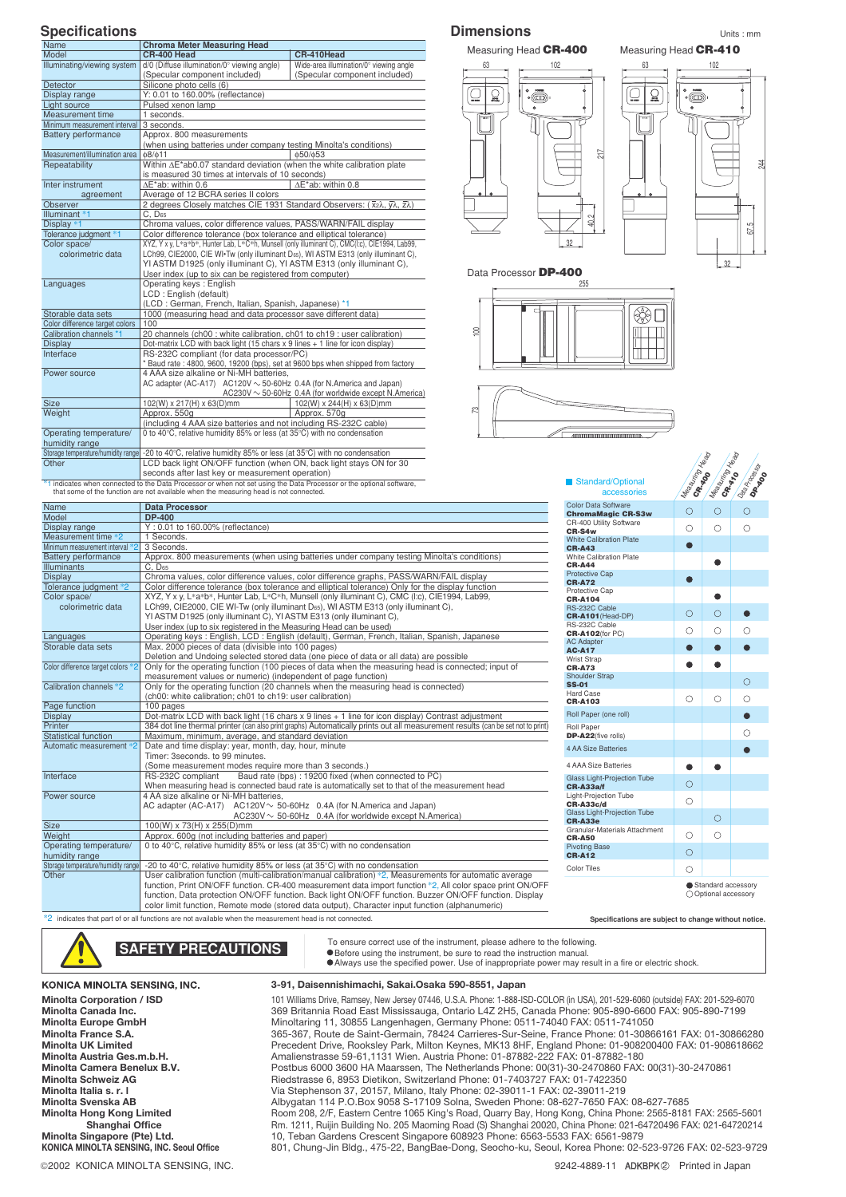## Specifications

| Name | Chroma Meter Measuring Head | |
|---|---|---|
| Model | CR-400 Head | CR-410Head |
| Illuminating/viewing system | d/0 (Diffuse illumination/0° viewing angle) (Specular component included) | Wide-area illumination/0° viewing angle (Specular component included) |
| Detector | Silicone photo cells (6) | |
| Display range | Y: 0.01 to 160.00% (reflectance) | |
| Light source | Pulsed xenon lamp | |
| Measurement time | 1 seconds. | |
| Minimum measurement interval | 3 seconds. | |
| Battery performance | Approx. 800 measurements (when using batteries under company testing Minolta's conditions) | |
| Measurement/illumination area | φ8/φ11 | φ50/φ53 |
| Repeatability | Within ΔE*ab0.07 standard deviation (when the white calibration plate is measured 30 times at intervals of 10 seconds) | |
| Inter instrument agreement | ΔE*ab: within 0.6 | ΔE*ab: within 0.8 |
| | Average of 12 BCRA series II colors | |
| Observer | 2 degrees Closely matches CIE 1931 Standard Observers: ($\bar{x}_{2\lambda}$, $\bar{y}_{\lambda}$, $\bar{z}_{\lambda}$) | |
| Illuminant *1 | C, $D_{65}$ | |
| Display *1 | Chroma values, color difference values, PASS/WARN/FAIL display | |
| Tolerance judgment *1 | Color difference tolerance (box tolerance and elliptical tolerance) | |
| Color space/ colorimetric data | XYZ, Y x y, L*a*b*, Hunter Lab, L*C*h, Munsell (only illuminant C), CMC(l:c), CIE1994, Lab99, LCh99, CIE2000, CIE WI·Tw (only illuminant $D_{65}$), WI ASTM E313 (only illuminant C), YI ASTM D1925 (only illuminant C), YI ASTM E313 (only illuminant C), User index (up to six can be registered from computer) | |
| Languages | Operating keys : English LCD : English (default) (LCD : German, French, Italian, Spanish, Japanese) *1 | |
| Storable data sets | 1000 (measuring head and data processor save different data) | |
| Color difference target colors | 100 | |
| Calibration channels *1 | 20 channels (ch00 : white calibration, ch01 to ch19 : user calibration) | |
| Display | Dot-matrix LCD with back light (15 chars x 9 lines + 1 line for icon display) | |
| Interface | RS-232C compliant (for data processor/PC) * Baud rate : 4800, 9600, 19200 (bps), set at 9600 bps when shipped from factory | |
| Power source | 4 AAA size alkaline or Ni-MH batteries, AC adapter (AC-A17) AC120V ∼ 50-60Hz 0.4A (for N.America and Japan) AC230V ∼ 50-60Hz 0.4A (for worldwide except N.America) | |
| Size | 102(W) x 217(H) x 63(D)mm | 102(W) x 244(H) x 63(D)mm |
| Weight | Approx. 550g | Approx. 570g |
| | (including 4 AAA size batteries and not including RS-232C cable) | |
| Operating temperature/ humidity range | 0 to 40°C, relative humidity 85% or less (at 35°C) with no condensation | |
| Storage temperature/humidity range | -20 to 40°C, relative humidity 85% or less (at 35°C) with no condensation | |
| Other | LCD back light ON/OFF function (when ON, back light stays ON for 30 seconds after last key or measurement operation) | |

*1 indicates when connected to the Data Processor or when not set using the Data Processor or the optional software, that some of the function are not available when the measuring head is not connected.

| Name | Data Processor |
|---|---|
| Model | DP-400 |
| Display range | Y : 0.01 to 160.00% (reflectance) |
| Measurement time *2 | 1 Seconds. |
| Minimum measurement interval *2 | 3 Seconds. |
| Battery performance | Approx. 800 measurements (when using batteries under company testing Minolta's conditions) |
| Illuminants | C, $D_{65}$ |
| Display | Chroma values, color difference values, color difference graphs, PASS/WARN/FAIL display |
| Tolerance judgment *2 | Color difference tolerance (box tolerance and elliptical tolerance) Only for the display function |
| Color space/ colorimetric data | XYZ, Y x y, L*a*b*, Hunter Lab, L*C*h, Munsell (only illuminant C), CMC (l:c), CIE1994, Lab99, LCh99, CIE2000, CIE WI·Tw (only illuminant $D_{65}$), WI ASTM E313 (only illuminant C), YI ASTM D1925 (only illuminant C), YI ASTM E313 (only illuminant C) User index (up to six can be registered in the Measuring Head can be used) |
| Languages | Operating keys : English, LCD : English (default), German, French, Italian, Spanish, Japanese |
| Storable data sets | 2000 pieces of data (divisible into 100 pages) Deletion and Undoing selected stored data (one piece of data or all data) are possible |
| Color difference target colors *2 | Only for the operating function (100 pieces of data when the measuring head is connected; input of measurement values or numeric) (independent of page function) |
| Calibration channels *2 | Only for the operating function (20 channels when the measuring head is connected) (ch00: white calibration; ch01 to ch19: user calibration) |
| Page function | 100 pages |
| Display | Dot-matrix LCD with back light (16 chars x 9 lines + 1 line for icon display) Contrast adjustment |
| Printer | 384 dot line thermal printer (can also print graphs) Automatically prints out all measurement results (can be set not to print) |
| Statistical function | Maximum, minimum, average, and standard deviation |
| Automatic measurement *2 | Date and time display: year, month, day, hour, minute Timer: 3seconds. to 99 minutes. (Some measurement modes require more than 3 seconds.) |
| Interface | RS-232C compliant Baud rate (bps) : 19200 fixed (when connected to PC) When measuring head is connected baud rate is automatically set to that of the measurement head |
| Power source | 4 AA size alkaline or Ni-MH batteries, AC adapter (AC-A17) AC120V ∼ 50-60Hz 0.4A (for N.America and Japan) AC230V ∼ 50-60Hz 0.4A (for worldwide except N.America) |
| Size | 100(W) x 73(H) x 255(D)mm |
| Weight | Approx. 600g (not including batteries and paper) |
| Operating temperature/ humidity range | 0 to 40°C, relative humidity 85% or less (at 35°C) with no condensation |
| Storage temperature/humidity range | -20 to 40°C, relative humidity 85% or less (at 35°C) with no condensation |
| Other | User calibration function (multi-calibration/manual calibration) *2, Measurements for automatic average function, Print ON/OFF function. CR-400 measurement data import function *2, All color space print ON/OFF function, Data protection ON/OFF function. Back light ON/OFF function. Buzzer ON/OFF function. Display color limit function, Remote mode (stored data output), Character input function (alphanumeric) |

*2 indicates that part of or all functions are not available when the measurement head is not connected.

## Dimensions

Units : mm

Measuring Head **CR-400**

63
102
217
40.2
32

Measuring Head **CR-410**

63
102
244
67.5
32

Data Processor **DP-400**

255
100
73

| Standard/Optional accessories | Measuring Head CR-400 | Measuring Head CR-410 | Data Processor DP-400 |
|---|---|---|---|
| Color Data Software **ChromaMagic CR-S3w** | ○ | ○ | ○ |
| CR-400 Utility Software **CR-S4w** | ○ | ○ | ○ |
| White Calibration Plate **CR-A43** | ● | | |
| White Calibration Plate **CR-A44** | | ● | |
| Protective Cap **CR-A72** | ● | | |
| Protective Cap **CR-A104** | | ● | |
| RS-232C Cable **CR-A101**(Head-DP) | ○ | ○ | ● |
| RS-232C Cable **CR-A102**(for PC) | ○ | ○ | ○ |
| AC Adapter **AC-A17** | ● | ● | ● |
| Wrist Strap **CR-A73** | ● | ● | |
| Shoulder Strap **SS-01** | | | ○ |
| Hard Case **CR-A103** | ○ | ○ | ○ |
| Roll Paper (one roll) | | | ● |
| Roll Paper **DP-A22**(five rolls) | | | ○ |
| 4 AA Size Batteries | | | ● |
| 4 AAA Size Batteries | ● | ● | |
| Glass Light-Projection Tube **CR-A33a/f** | ○ | | |
| Light-Projection Tube **CR-A33c/d** | ○ | | |
| Glass Light-Projection Tube **CR-A33e** | | ○ | |
| Granular-Materials Attachment **CR-A50** | ○ | ○ | |
| Pivoting Base **CR-A12** | ○ | | |
| Color Tiles | ○ | | |

● Standard accessory
○ Optional accessory

**Specifications are subject to change without notice.**

**SAFETY PRECAUTIONS**

To ensure correct use of the instrument, please adhere to the following.
- Before using the instrument, be sure to read the instruction manual.
- Always use the specified power. Use of inappropriate power may result in a fire or electric shock.

**KONICA MINOLTA SENSING, INC.** 3-91, Daisennishimachi, Sakai.Osaka 590-8551, Japan

**Minolta Corporation / ISD** 101 Williams Drive, Ramsey, New Jersey 07446, U.S.A. Phone: 1-888-ISD-COLOR (in USA), 201-529-6060 (outside) FAX: 201-529-6070
**Minolta Canada Inc.** 369 Britannia Road East Mississauga, Ontario L4Z 2H5, Canada Phone: 905-890-6600 FAX: 905-890-7199
**Minolta Europe GmbH** Minoltaring 11, 30855 Langenhagen, Germany Phone: 0511-74040 FAX: 0511-741050
**Minolta France S.A.** 365-367, Route de Saint-Germain, 78424 Carrieres-Sur-Seine, France Phone: 01-30866161 FAX: 01-30866280
**Minolta UK Limited** Precedent Drive, Rooksley Park, Milton Keynes, MK13 8HF, England Phone: 01-908200400 FAX: 01-908618662
**Minolta Austria Ges.m.b.H.** Amalienstrasse 59-61,1131 Wien. Austria Phone: 01-87882-222 FAX: 01-87882-180
**Minolta Camera Benelux B.V.** Postbus 6000 3600 HA Maarssen, The Netherlands Phone: 00(31)-30-2470860 FAX: 00(31)-30-2470861
**Minolta Schweiz AG** Riedstrasse 6, 8953 Dietikon, Switzerland Phone: 01-7403727 FAX: 01-7422350
**Minolta Italia s. r. l** Via Stephenson 37, 20157, Milano, Italy Phone: 02-39011-1 FAX: 02-39011-219
**Minolta Svenska AB** Albygatan 114 P.O.Box 9058 S-17109 Solna, Sweden Phone: 08-627-7650 FAX: 08-627-7685
**Minolta Hong Kong Limited** Room 208, 2/F, Eastern Centre 1065 King's Road, Quarry Bay, Hong Kong, China Phone: 2565-8181 FAX: 2565-5601
**Shanghai Office** Rm. 1211, Ruijin Building No. 205 Maoming Road (S) Shanghai 20020, China Phone: 021-64720496 FAX: 021-64720214
**Minolta Singapore (Pte) Ltd.** 10, Teban Gardens Crescent Singapore 608923 Phone: 6563-5533 FAX: 6561-9879
**KONICA MINOLTA SENSING, INC. Seoul Office** 801, Chung-Jin Bldg., 475-22, BangBae-Dong, Seocho-ku, Seoul, Korea Phone: 02-523-9726 FAX: 02-523-9729

©2002 KONICA MINOLTA SENSING, INC. 9242-4889-11 ADKBPK② Printed in Japan